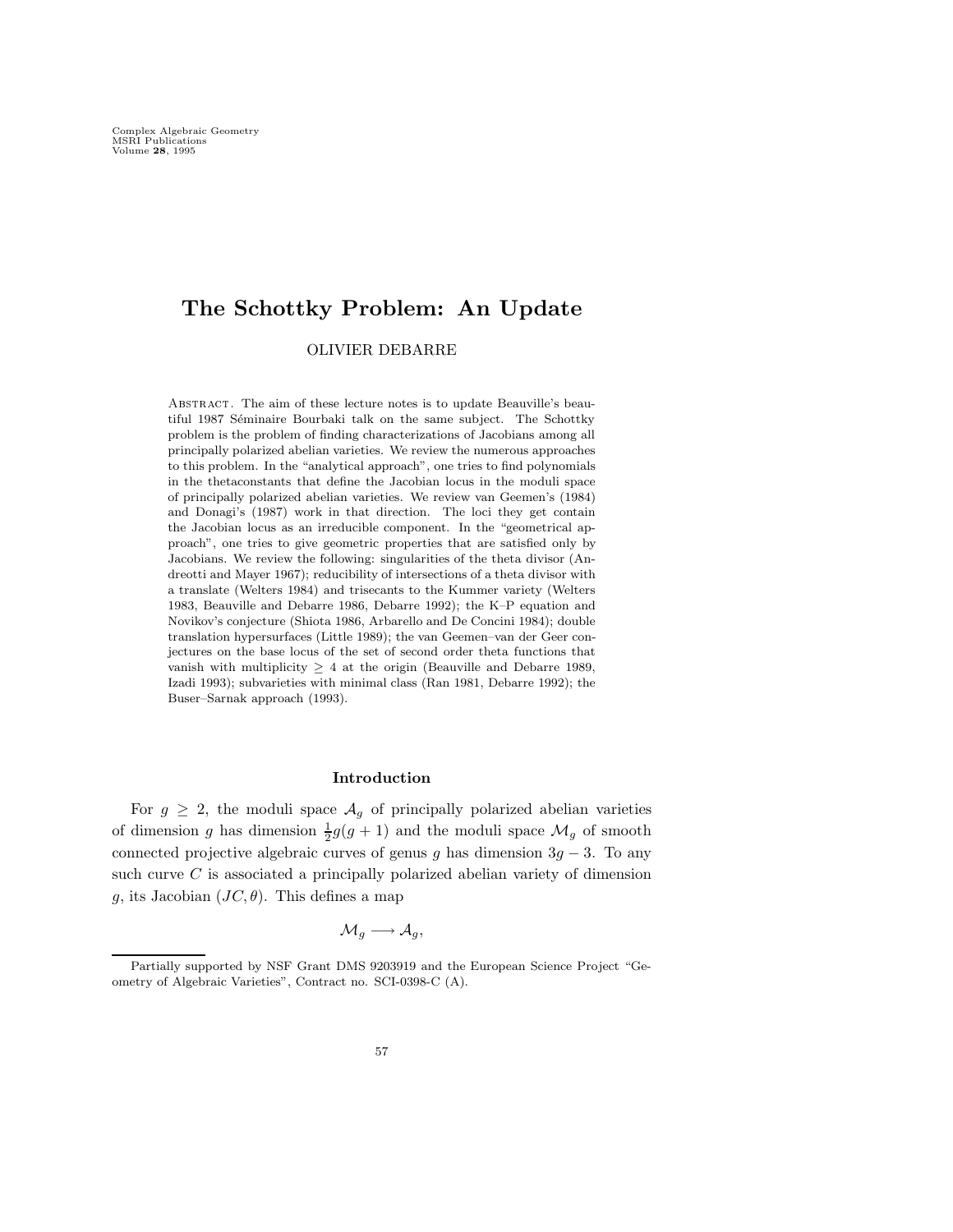# The Schottky Problem: An Update

OLIVIER DEBARRE

Abstract. The aim of these lecture notes is to update Beauville's beautiful 1987 Séminaire Bourbaki talk on the same subject. The Schottky problem is the problem of finding characterizations of Jacobians among all principally polarized abelian varieties. We review the numerous approaches to this problem. In the "analytical approach", one tries to find polynomials in the thetaconstants that define the Jacobian locus in the moduli space of principally polarized abelian varieties. We review van Geemen's (1984) and Donagi's (1987) work in that direction. The loci they get contain the Jacobian locus as an irreducible component. In the "geometrical approach", one tries to give geometric properties that are satisfied only by Jacobians. We review the following: singularities of the theta divisor (Andreotti and Mayer 1967); reducibility of intersections of a theta divisor with a translate (Welters 1984) and trisecants to the Kummer variety (Welters 1983, Beauville and Debarre 1986, Debarre 1992); the K–P equation and Novikov's conjecture (Shiota 1986, Arbarello and De Concini 1984); double translation hypersurfaces (Little 1989); the van Geemen–van der Geer conjectures on the base locus of the set of second order theta functions that vanish with multiplicity $\geq 4$ at the origin (Beauville and Debarre 1989, Izadi 1993); subvarieties with minimal class (Ran 1981, Debarre 1992); the Buser–Sarnak approach (1993).

## Introduction

For $g \geq 2$, the moduli space $\mathcal{A}_g$ of principally polarized abelian varieties of dimension $g$ has dimension $\frac{1}{2}g(g+1)$ and the moduli space $\mathcal{M}_g$ of smooth connected projective algebraic curves of genus $g$ has dimension $3g-3$. To any such curve $C$ is associated a principally polarized abelian variety of dimension $g$, its Jacobian $(JC, \theta)$. This defines a map

$$\mathcal{M}_g \longrightarrow \mathcal{A}_g,$$

Partially supported by NSF Grant DMS 9203919 and the European Science Project "Geometry of Algebraic Varieties", Contract no. SCI-0398-C (A).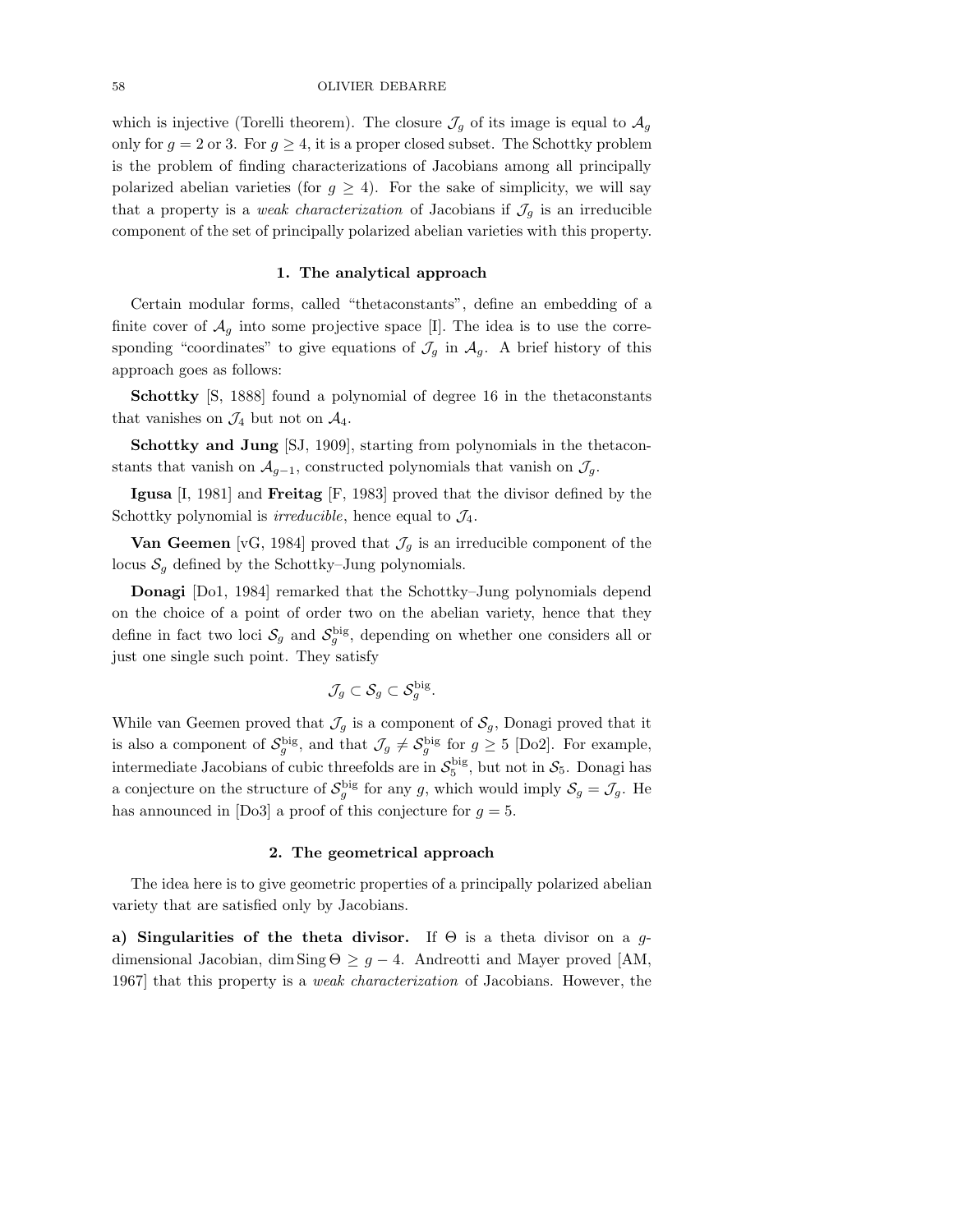which is injective (Torelli theorem). The closure $\mathcal{J}_g$ of its image is equal to $\mathcal{A}_g$ only for $g = 2$ or 3. For $g \geq 4$, it is a proper closed subset. The Schottky problem is the problem of finding characterizations of Jacobians among all principally polarized abelian varieties (for $g \geq 4$). For the sake of simplicity, we will say that a property is a *weak characterization* of Jacobians if $\mathcal{J}_g$ is an irreducible component of the set of principally polarized abelian varieties with this property.

## 1. The analytical approach

Certain modular forms, called "thetaconstants", define an embedding of a finite cover of $\mathcal{A}_g$ into some projective space [I]. The idea is to use the corresponding "coordinates" to give equations of $\mathcal{J}_g$ in $\mathcal{A}_g$. A brief history of this approach goes as follows:

**Schottky** [S, 1888] found a polynomial of degree 16 in the thetaconstants that vanishes on $\mathcal{J}_4$ but not on $\mathcal{A}_4$.

**Schottky and Jung** [SJ, 1909], starting from polynomials in the thetaconstants that vanish on $\mathcal{A}_{g-1}$, constructed polynomials that vanish on $\mathcal{J}_g$.

**Igusa** [I, 1981] and **Freitag** [F, 1983] proved that the divisor defined by the Schottky polynomial is *irreducible*, hence equal to $\mathcal{J}_4$.

**Van Geemen** [vG, 1984] proved that $\mathcal{J}_g$ is an irreducible component of the locus $\mathcal{S}_g$ defined by the Schottky–Jung polynomials.

**Donagi** [Do1, 1984] remarked that the Schottky–Jung polynomials depend on the choice of a point of order two on the abelian variety, hence that they define in fact two loci $\mathcal{S}_g$ and $\mathcal{S}_g^{\text{big}}$, depending on whether one considers all or just one single such point. They satisfy

$$\mathcal{J}_g \subset \mathcal{S}_g \subset \mathcal{S}_g^{\text{big}}.$$

While van Geemen proved that $\mathcal{J}_g$ is a component of $\mathcal{S}_g$, Donagi proved that it is also a component of $\mathcal{S}_g^{\text{big}}$, and that $\mathcal{J}_g \neq \mathcal{S}_g^{\text{big}}$ for $g \geq 5$ [Do2]. For example, intermediate Jacobians of cubic threefolds are in $\mathcal{S}_5^{\text{big}}$, but not in $\mathcal{S}_5$. Donagi has a conjecture on the structure of $\mathcal{S}_g^{\text{big}}$ for any $g$, which would imply $\mathcal{S}_g = \mathcal{J}_g$. He has announced in [Do3] a proof of this conjecture for $g = 5$.

## 2. The geometrical approach

The idea here is to give geometric properties of a principally polarized abelian variety that are satisfied only by Jacobians.

**a) Singularities of the theta divisor.** If $\Theta$ is a theta divisor on a $g$-dimensional Jacobian, $\dim \operatorname{Sing} \Theta \geq g - 4$. Andreotti and Mayer proved [AM, 1967] that this property is a *weak characterization* of Jacobians. However, the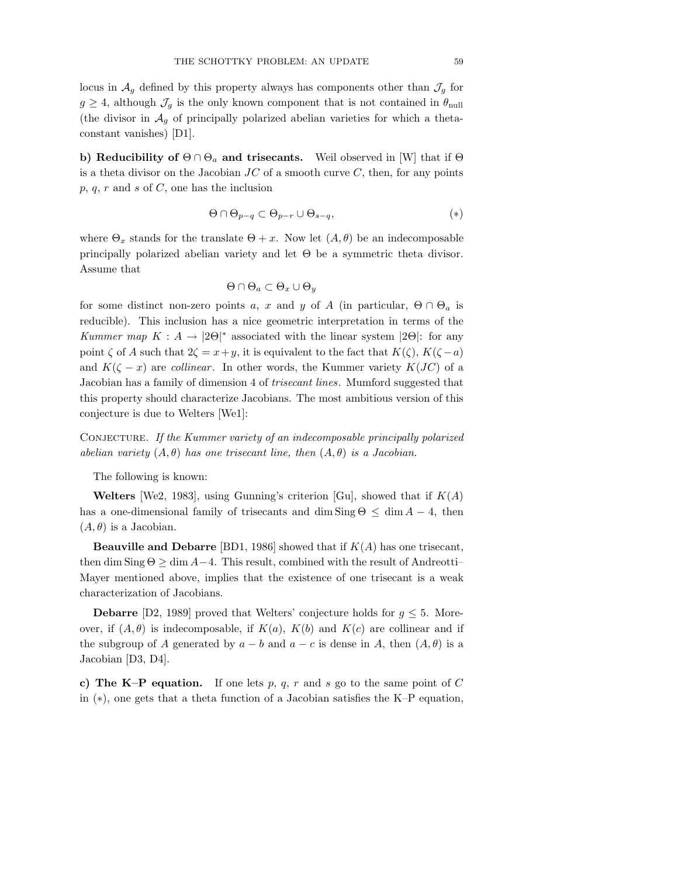locus in $\mathcal{A}_g$ defined by this property always has components other than $\mathcal{J}_g$ for $g \geq 4$, although $\mathcal{J}_g$ is the only known component that is not contained in $\theta_{\mathrm{null}}$ (the divisor in $\mathcal{A}_g$ of principally polarized abelian varieties for which a theta-constant vanishes) [D1].

**b) Reducibility of $\Theta \cap \Theta_a$ and trisecants.** Weil observed in [W] that if $\Theta$ is a theta divisor on the Jacobian $JC$ of a smooth curve $C$, then, for any points $p$, $q$, $r$ and $s$ of $C$, one has the inclusion

$$\Theta \cap \Theta_{p-q} \subset \Theta_{p-r} \cup \Theta_{s-q}, \tag{$*$}$$

where $\Theta_x$ stands for the translate $\Theta + x$. Now let $(A, \theta)$ be an indecomposable principally polarized abelian variety and let $\Theta$ be a symmetric theta divisor. Assume that

$$\Theta \cap \Theta_a \subset \Theta_x \cup \Theta_y$$

for some distinct non-zero points $a$, $x$ and $y$ of $A$ (in particular, $\Theta \cap \Theta_a$ is reducible). This inclusion has a nice geometric interpretation in terms of the *Kummer map* $K : A \to |2\Theta|^*$ associated with the linear system $|2\Theta|$: for any point $\zeta$ of $A$ such that $2\zeta = x+y$, it is equivalent to the fact that $K(\zeta)$, $K(\zeta - a)$ and $K(\zeta - x)$ are *collinear*. In other words, the Kummer variety $K(JC)$ of a Jacobian has a family of dimension 4 of *trisecant lines*. Mumford suggested that this property should characterize Jacobians. The most ambitious version of this conjecture is due to Welters [We1]:

Conjecture. *If the Kummer variety of an indecomposable principally polarized abelian variety $(A, \theta)$ has one trisecant line, then $(A, \theta)$ is a Jacobian.*

The following is known:

**Welters** [We2, 1983], using Gunning's criterion [Gu], showed that if $K(A)$ has a one-dimensional family of trisecants and $\dim \operatorname{Sing} \Theta \leq \dim A - 4$, then $(A, \theta)$ is a Jacobian.

**Beauville and Debarre** [BD1, 1986] showed that if $K(A)$ has one trisecant, then $\dim \operatorname{Sing} \Theta \geq \dim A - 4$. This result, combined with the result of Andreotti–Mayer mentioned above, implies that the existence of one trisecant is a weak characterization of Jacobians.

**Debarre** [D2, 1989] proved that Welters' conjecture holds for $g \leq 5$. Moreover, if $(A, \theta)$ is indecomposable, if $K(a)$, $K(b)$ and $K(c)$ are collinear and if the subgroup of $A$ generated by $a - b$ and $a - c$ is dense in $A$, then $(A, \theta)$ is a Jacobian [D3, D4].

**c) The K–P equation.** If one lets $p$, $q$, $r$ and $s$ go to the same point of $C$ in $(*)$, one gets that a theta function of a Jacobian satisfies the K–P equation,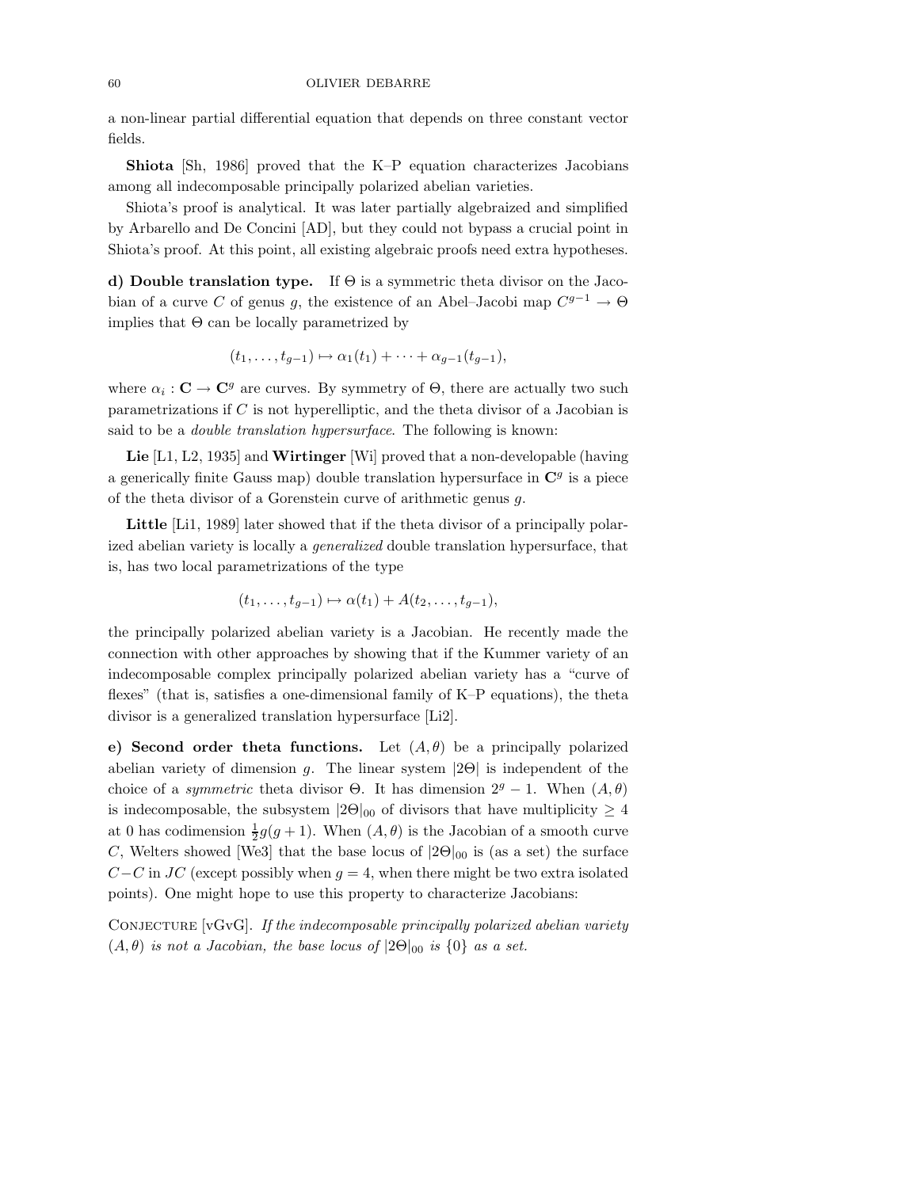a non-linear partial differential equation that depends on three constant vector fields.

**Shiota** [Sh, 1986] proved that the K–P equation characterizes Jacobians among all indecomposable principally polarized abelian varieties.

Shiota's proof is analytical. It was later partially algebraized and simplified by Arbarello and De Concini [AD], but they could not bypass a crucial point in Shiota's proof. At this point, all existing algebraic proofs need extra hypotheses.

**d) Double translation type.** If $\Theta$ is a symmetric theta divisor on the Jacobian of a curve $C$ of genus $g$, the existence of an Abel–Jacobi map $C^{g-1} \to \Theta$ implies that $\Theta$ can be locally parametrized by

$$(t_1, \dots, t_{g-1}) \mapsto \alpha_1(t_1) + \cdots + \alpha_{g-1}(t_{g-1}),$$

where $\alpha_i : \mathbf{C} \to \mathbf{C}^g$ are curves. By symmetry of $\Theta$, there are actually two such parametrizations if $C$ is not hyperelliptic, and the theta divisor of a Jacobian is said to be a *double translation hypersurface*. The following is known:

**Lie** [L1, L2, 1935] and **Wirtinger** [Wi] proved that a non-developable (having a generically finite Gauss map) double translation hypersurface in $\mathbf{C}^g$ is a piece of the theta divisor of a Gorenstein curve of arithmetic genus $g$.

**Little** [Li1, 1989] later showed that if the theta divisor of a principally polarized abelian variety is locally a *generalized* double translation hypersurface, that is, has two local parametrizations of the type

$$(t_1, \dots, t_{g-1}) \mapsto \alpha(t_1) + A(t_2, \dots, t_{g-1}),$$

the principally polarized abelian variety is a Jacobian. He recently made the connection with other approaches by showing that if the Kummer variety of an indecomposable complex principally polarized abelian variety has a "curve of flexes" (that is, satisfies a one-dimensional family of K–P equations), the theta divisor is a generalized translation hypersurface [Li2].

**e) Second order theta functions.** Let $(A, \theta)$ be a principally polarized abelian variety of dimension $g$. The linear system $|2\Theta|$ is independent of the choice of a *symmetric* theta divisor $\Theta$. It has dimension $2^g - 1$. When $(A, \theta)$ is indecomposable, the subsystem $|2\Theta|_{00}$ of divisors that have multiplicity $\geq 4$ at 0 has codimension $\frac{1}{2}g(g+1)$. When $(A, \theta)$ is the Jacobian of a smooth curve $C$, Welters showed [We3] that the base locus of $|2\Theta|_{00}$ is (as a set) the surface $C - C$ in $JC$ (except possibly when $g = 4$, when there might be two extra isolated points). One might hope to use this property to characterize Jacobians:

Conjecture [vGvG]. *If the indecomposable principally polarized abelian variety $(A, \theta)$ is not a Jacobian, the base locus of $|2\Theta|_{00}$ is $\{0\}$ as a set.*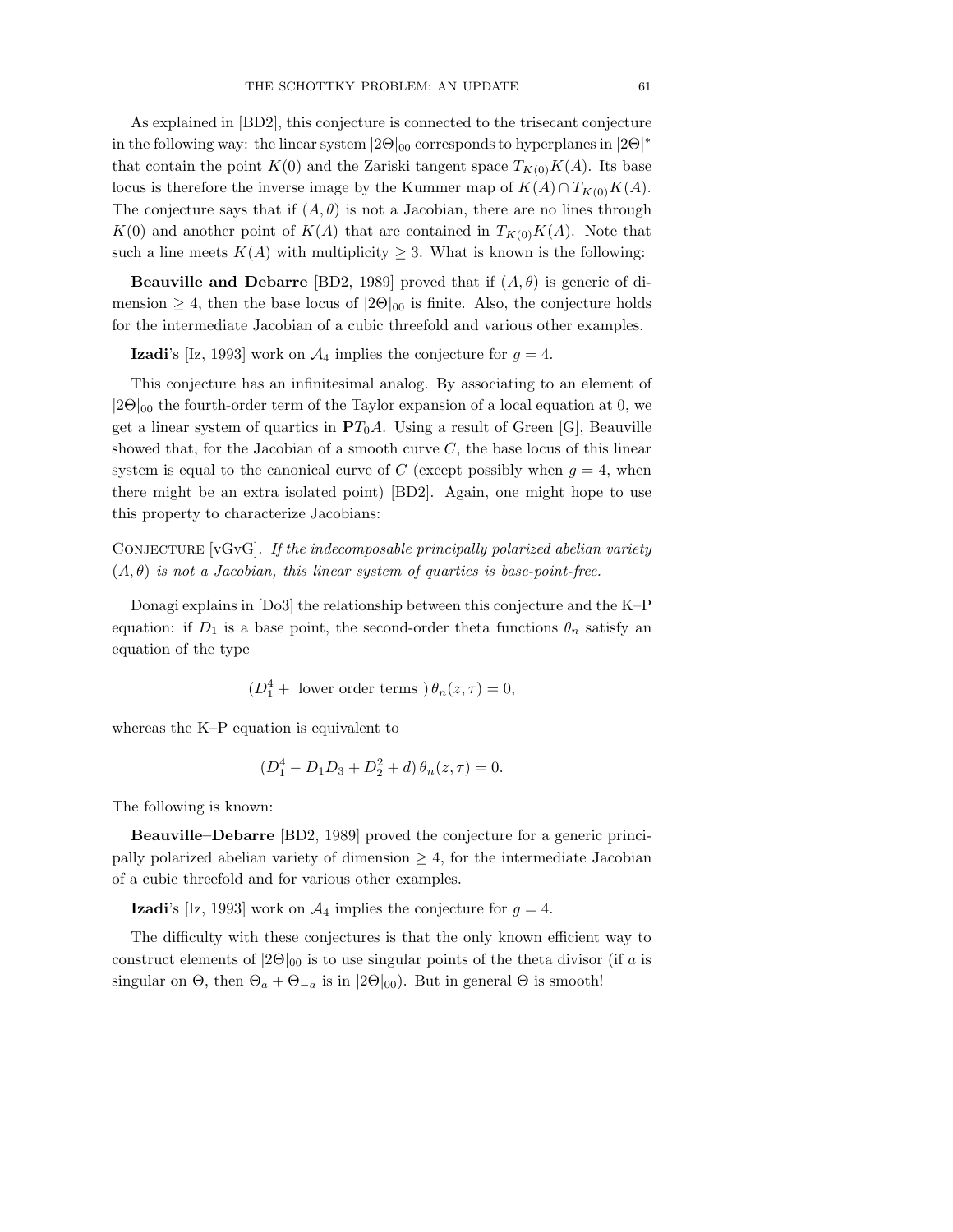As explained in [BD2], this conjecture is connected to the trisecant conjecture in the following way: the linear system $|2\Theta|_{00}$ corresponds to hyperplanes in $|2\Theta|^*$ that contain the point $K(0)$ and the Zariski tangent space $T_{K(0)}K(A)$. Its base locus is therefore the inverse image by the Kummer map of $K(A) \cap T_{K(0)}K(A)$. The conjecture says that if $(A, \theta)$ is not a Jacobian, there are no lines through $K(0)$ and another point of $K(A)$ that are contained in $T_{K(0)}K(A)$. Note that such a line meets $K(A)$ with multiplicity $\geq 3$. What is known is the following:

**Beauville and Debarre** [BD2, 1989] proved that if $(A, \theta)$ is generic of dimension $\geq 4$, then the base locus of $|2\Theta|_{00}$ is finite. Also, the conjecture holds for the intermediate Jacobian of a cubic threefold and various other examples.

**Izadi**'s [Iz, 1993] work on $\mathcal{A}_4$ implies the conjecture for $g = 4$.

This conjecture has an infinitesimal analog. By associating to an element of $|2\Theta|_{00}$ the fourth-order term of the Taylor expansion of a local equation at 0, we get a linear system of quartics in $\mathbf{P}T_0A$. Using a result of Green [G], Beauville showed that, for the Jacobian of a smooth curve $C$, the base locus of this linear system is equal to the canonical curve of $C$ (except possibly when $g = 4$, when there might be an extra isolated point) [BD2]. Again, one might hope to use this property to characterize Jacobians:

CONJECTURE [vGvG]. *If the indecomposable principally polarized abelian variety $(A, \theta)$ is not a Jacobian, this linear system of quartics is base-point-free.*

Donagi explains in [Do3] the relationship between this conjecture and the K–P equation: if $D_1$ is a base point, the second-order theta functions $\theta_n$ satisfy an equation of the type

$$(D_1^4 + \text{ lower order terms })\,\theta_n(z, \tau) = 0,$$

whereas the K–P equation is equivalent to

$$(D_1^4 - D_1D_3 + D_2^2 + d)\,\theta_n(z, \tau) = 0.$$

The following is known:

**Beauville–Debarre** [BD2, 1989] proved the conjecture for a generic principally polarized abelian variety of dimension $\geq 4$, for the intermediate Jacobian of a cubic threefold and for various other examples.

**Izadi**'s [Iz, 1993] work on $\mathcal{A}_4$ implies the conjecture for $g = 4$.

The difficulty with these conjectures is that the only known efficient way to construct elements of $|2\Theta|_{00}$ is to use singular points of the theta divisor (if $a$ is singular on $\Theta$, then $\Theta_a + \Theta_{-a}$ is in $|2\Theta|_{00}$). But in general $\Theta$ is smooth!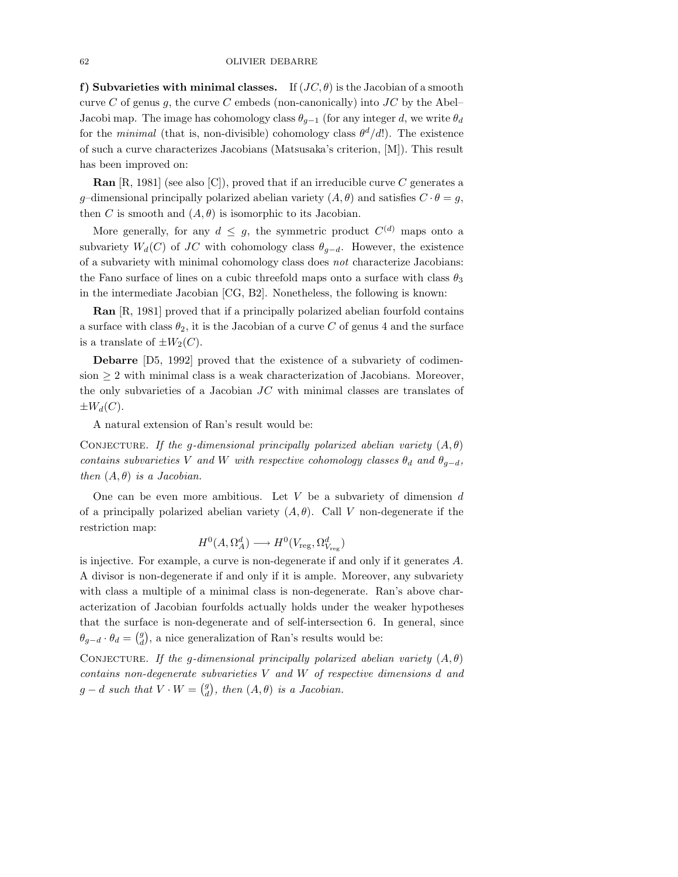**f) Subvarieties with minimal classes.** If $(JC, \theta)$ is the Jacobian of a smooth curve $C$ of genus $g$, the curve $C$ embeds (non-canonically) into $JC$ by the Abel–Jacobi map. The image has cohomology class $\theta_{g-1}$ (for any integer $d$, we write $\theta_d$ for the *minimal* (that is, non-divisible) cohomology class $\theta^d/d!$). The existence of such a curve characterizes Jacobians (Matsusaka's criterion, [M]). This result has been improved on:

**Ran** [R, 1981] (see also [C]), proved that if an irreducible curve $C$ generates a $g$–dimensional principally polarized abelian variety $(A, \theta)$ and satisfies $C \cdot \theta = g$, then $C$ is smooth and $(A, \theta)$ is isomorphic to its Jacobian.

More generally, for any $d \leq g$, the symmetric product $C^{(d)}$ maps onto a subvariety $W_d(C)$ of $JC$ with cohomology class $\theta_{g-d}$. However, the existence of a subvariety with minimal cohomology class does *not* characterize Jacobians: the Fano surface of lines on a cubic threefold maps onto a surface with class $\theta_3$ in the intermediate Jacobian [CG, B2]. Nonetheless, the following is known:

**Ran** [R, 1981] proved that if a principally polarized abelian fourfold contains a surface with class $\theta_2$, it is the Jacobian of a curve $C$ of genus 4 and the surface is a translate of $\pm W_2(C)$.

**Debarre** [D5, 1992] proved that the existence of a subvariety of codimension $\geq 2$ with minimal class is a weak characterization of Jacobians. Moreover, the only subvarieties of a Jacobian $JC$ with minimal classes are translates of $\pm W_d(C)$.

A natural extension of Ran's result would be:

Conjecture. *If the $g$-dimensional principally polarized abelian variety $(A, \theta)$ contains subvarieties $V$ and $W$ with respective cohomology classes $\theta_d$ and $\theta_{g-d}$, then $(A, \theta)$ is a Jacobian.*

One can be even more ambitious. Let $V$ be a subvariety of dimension $d$ of a principally polarized abelian variety $(A, \theta)$. Call $V$ non-degenerate if the restriction map:

$$H^0(A, \Omega_A^d) \longrightarrow H^0(V_{\text{reg}}, \Omega_{V_{\text{reg}}}^d)$$

is injective. For example, a curve is non-degenerate if and only if it generates $A$. A divisor is non-degenerate if and only if it is ample. Moreover, any subvariety with class a multiple of a minimal class is non-degenerate. Ran's above characterization of Jacobian fourfolds actually holds under the weaker hypotheses that the surface is non-degenerate and of self-intersection 6. In general, since $\theta_{g-d} \cdot \theta_d = \binom{g}{d}$, a nice generalization of Ran's results would be:

Conjecture. *If the $g$-dimensional principally polarized abelian variety $(A, \theta)$ contains non-degenerate subvarieties $V$ and $W$ of respective dimensions $d$ and $g - d$ such that $V \cdot W = \binom{g}{d}$, then $(A, \theta)$ is a Jacobian.*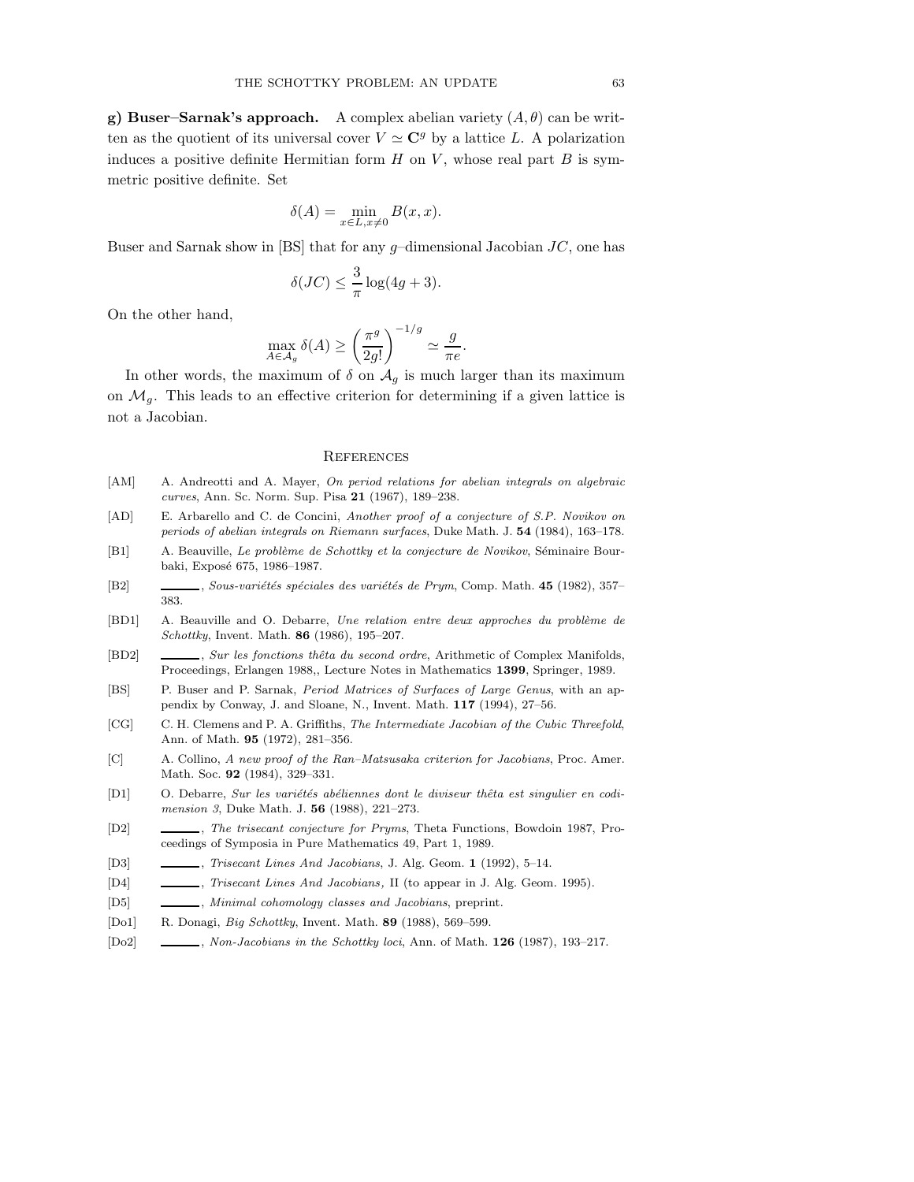**g) Buser–Sarnak's approach.** A complex abelian variety $(A, \theta)$ can be written as the quotient of its universal cover $V \simeq \mathbf{C}^g$ by a lattice $L$. A polarization induces a positive definite Hermitian form $H$ on $V$, whose real part $B$ is symmetric positive definite. Set

$$\delta(A) = \min_{x \in L, x \neq 0} B(x, x).$$

Buser and Sarnak show in [BS] that for any $g$–dimensional Jacobian $JC$, one has

$$\delta(JC) \leq \frac{3}{\pi} \log(4g + 3).$$

On the other hand,

$$\max_{A \in \mathcal{A}_g} \delta(A) \geq \left( \frac{\pi^g}{2g!} \right)^{-1/g} \simeq \frac{g}{\pi e}.$$

In other words, the maximum of $\delta$ on $\mathcal{A}_g$ is much larger than its maximum on $\mathcal{M}_g$. This leads to an effective criterion for determining if a given lattice is not a Jacobian.

## References

[AM] A. Andreotti and A. Mayer, *On period relations for abelian integrals on algebraic curves*, Ann. Sc. Norm. Sup. Pisa **21** (1967), 189–238.

[AD] E. Arbarello and C. de Concini, *Another proof of a conjecture of S.P. Novikov on periods of abelian integrals on Riemann surfaces*, Duke Math. J. **54** (1984), 163–178.

[B1] A. Beauville, *Le problème de Schottky et la conjecture de Novikov*, Séminaire Bourbaki, Exposé 675, 1986–1987.

[B2] ______, *Sous-variétés spéciales des variétés de Prym*, Comp. Math. **45** (1982), 357–383.

[BD1] A. Beauville and O. Debarre, *Une relation entre deux approches du problème de Schottky*, Invent. Math. **86** (1986), 195–207.

[BD2] ______, *Sur les fonctions thêta du second ordre*, Arithmetic of Complex Manifolds, Proceedings, Erlangen 1988,, Lecture Notes in Mathematics **1399**, Springer, 1989.

[BS] P. Buser and P. Sarnak, *Period Matrices of Surfaces of Large Genus*, with an appendix by Conway, J. and Sloane, N., Invent. Math. **117** (1994), 27–56.

[CG] C. H. Clemens and P. A. Griffiths, *The Intermediate Jacobian of the Cubic Threefold*, Ann. of Math. **95** (1972), 281–356.

[C] A. Collino, *A new proof of the Ran–Matsusaka criterion for Jacobians*, Proc. Amer. Math. Soc. **92** (1984), 329–331.

[D1] O. Debarre, *Sur les variétés abéliennes dont le diviseur thêta est singulier en codimension 3*, Duke Math. J. **56** (1988), 221–273.

[D2] ______, *The trisecant conjecture for Pryms*, Theta Functions, Bowdoin 1987, Proceedings of Symposia in Pure Mathematics 49, Part 1, 1989.

[D3] ______, *Trisecant Lines And Jacobians*, J. Alg. Geom. **1** (1992), 5–14.

[D4] ______, *Trisecant Lines And Jacobians,* II (to appear in J. Alg. Geom. 1995).

[D5] ______, *Minimal cohomology classes and Jacobians*, preprint.

[Do1] R. Donagi, *Big Schottky*, Invent. Math. **89** (1988), 569–599.

[Do2] ______, *Non-Jacobians in the Schottky loci*, Ann. of Math. **126** (1987), 193–217.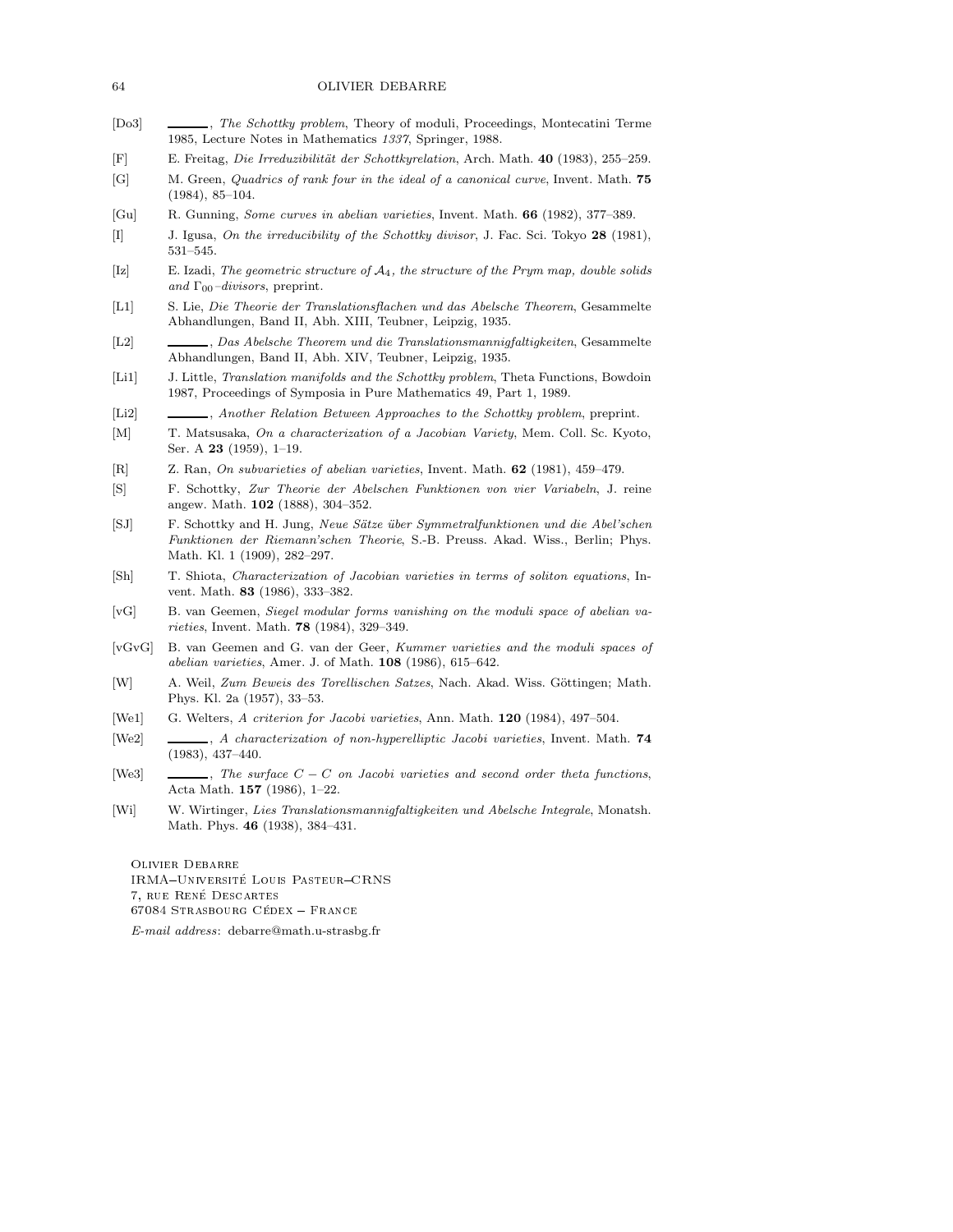[Do3] ———, *The Schottky problem*, Theory of moduli, Proceedings, Montecatini Terme 1985, Lecture Notes in Mathematics *1337*, Springer, 1988.

[F] E. Freitag, *Die Irreduzibilität der Schottkyrelation*, Arch. Math. **40** (1983), 255–259.

[G] M. Green, *Quadrics of rank four in the ideal of a canonical curve*, Invent. Math. **75** (1984), 85–104.

[Gu] R. Gunning, *Some curves in abelian varieties*, Invent. Math. **66** (1982), 377–389.

[I] J. Igusa, *On the irreducibility of the Schottky divisor*, J. Fac. Sci. Tokyo **28** (1981), 531–545.

[Iz] E. Izadi, *The geometric structure of $\mathcal{A}_4$, the structure of the Prym map, double solids and $\Gamma_{00}$–divisors*, preprint.

[L1] S. Lie, *Die Theorie der Translationsflachen und das Abelsche Theorem*, Gesammelte Abhandlungen, Band II, Abh. XIII, Teubner, Leipzig, 1935.

[L2] ———, *Das Abelsche Theorem und die Translationsmannigfaltigkeiten*, Gesammelte Abhandlungen, Band II, Abh. XIV, Teubner, Leipzig, 1935.

[Li1] J. Little, *Translation manifolds and the Schottky problem*, Theta Functions, Bowdoin 1987, Proceedings of Symposia in Pure Mathematics 49, Part 1, 1989.

[Li2] ———, *Another Relation Between Approaches to the Schottky problem*, preprint.

[M] T. Matsusaka, *On a characterization of a Jacobian Variety*, Mem. Coll. Sc. Kyoto, Ser. A **23** (1959), 1–19.

[R] Z. Ran, *On subvarieties of abelian varieties*, Invent. Math. **62** (1981), 459–479.

[S] F. Schottky, *Zur Theorie der Abelschen Funktionen von vier Variabeln*, J. reine angew. Math. **102** (1888), 304–352.

[SJ] F. Schottky and H. Jung, *Neue Sätze über Symmetralfunktionen und die Abel'schen Funktionen der Riemann'schen Theorie*, S.-B. Preuss. Akad. Wiss., Berlin; Phys. Math. Kl. 1 (1909), 282–297.

[Sh] T. Shiota, *Characterization of Jacobian varieties in terms of soliton equations*, Invent. Math. **83** (1986), 333–382.

[vG] B. van Geemen, *Siegel modular forms vanishing on the moduli space of abelian varieties*, Invent. Math. **78** (1984), 329–349.

[vGvG] B. van Geemen and G. van der Geer, *Kummer varieties and the moduli spaces of abelian varieties*, Amer. J. of Math. **108** (1986), 615–642.

[W] A. Weil, *Zum Beweis des Torellischen Satzes*, Nach. Akad. Wiss. Göttingen; Math. Phys. Kl. 2a (1957), 33–53.

[We1] G. Welters, *A criterion for Jacobi varieties*, Ann. Math. **120** (1984), 497–504.

[We2] ———, *A characterization of non-hyperelliptic Jacobi varieties*, Invent. Math. **74** (1983), 437–440.

[We3] ———, *The surface $C - C$ on Jacobi varieties and second order theta functions*, Acta Math. **157** (1986), 1–22.

[Wi] W. Wirtinger, *Lies Translationsmannigfaltigkeiten und Abelsche Integrale*, Monatsh. Math. Phys. **46** (1938), 384–431.

Olivier Debarre
IRMA–Université Louis Pasteur–CRNS
7, rue René Descartes
67084 Strasbourg Cédex – France

*E-mail address*: debarre@math.u-strasbg.fr